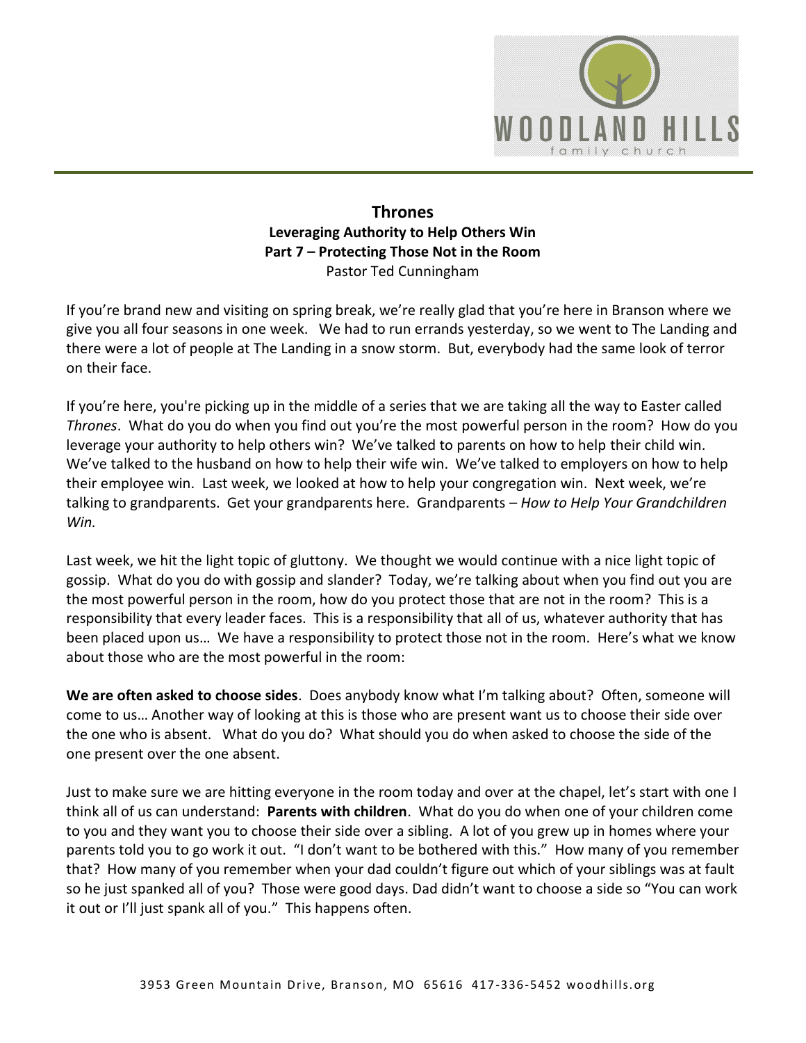# Thrones

## Leveraging Authority to Help Others Win

## Part 7 – Protecting Those Not in the Room

Pastor Ted Cunningham

If you're brand new and visiting on spring break, we're really glad that you're here in Branson where we give you all four seasons in one week. We had to run errands yesterday, so we went to The Landing and there were a lot of people at The Landing in a snow storm. But, everybody had the same look of terror on their face.

If you're here, you're picking up in the middle of a series that we are taking all the way to Easter called *Thrones*. What do you do when you find out you're the most powerful person in the room? How do you leverage your authority to help others win? We've talked to parents on how to help their child win. We've talked to the husband on how to help their wife win. We've talked to employers on how to help their employee win. Last week, we looked at how to help your congregation win. Next week, we're talking to grandparents. Get your grandparents here. Grandparents – *How to Help Your Grandchildren Win.*

Last week, we hit the light topic of gluttony. We thought we would continue with a nice light topic of gossip. What do you do with gossip and slander? Today, we're talking about when you find out you are the most powerful person in the room, how do you protect those that are not in the room? This is a responsibility that every leader faces. This is a responsibility that all of us, whatever authority that has been placed upon us… We have a responsibility to protect those not in the room. Here's what we know about those who are the most powerful in the room:

**We are often asked to choose sides**. Does anybody know what I'm talking about? Often, someone will come to us… Another way of looking at this is those who are present want us to choose their side over the one who is absent. What do you do? What should you do when asked to choose the side of the one present over the one absent.

Just to make sure we are hitting everyone in the room today and over at the chapel, let's start with one I think all of us can understand: **Parents with children**. What do you do when one of your children come to you and they want you to choose their side over a sibling. A lot of you grew up in homes where your parents told you to go work it out. "I don't want to be bothered with this." How many of you remember that? How many of you remember when your dad couldn't figure out which of your siblings was at fault so he just spanked all of you? Those were good days. Dad didn't want to choose a side so "You can work it out or I'll just spank all of you." This happens often.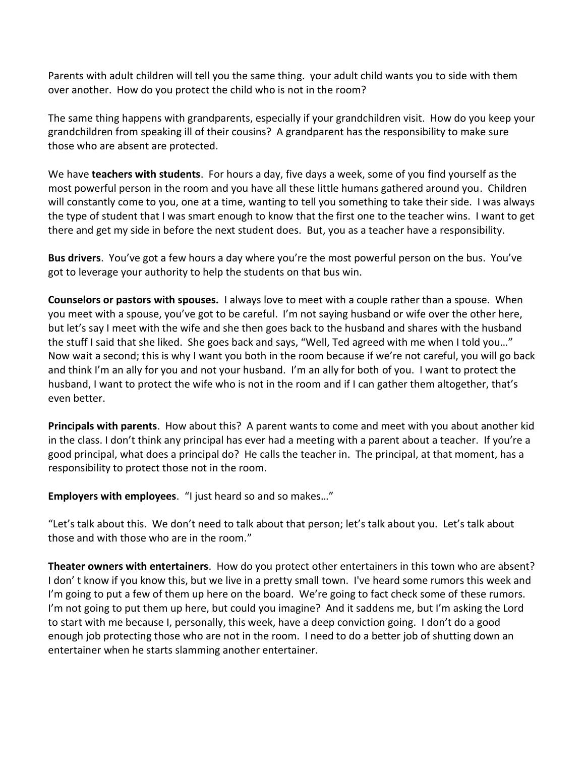Parents with adult children will tell you the same thing. your adult child wants you to side with them over another. How do you protect the child who is not in the room?

The same thing happens with grandparents, especially if your grandchildren visit. How do you keep your grandchildren from speaking ill of their cousins? A grandparent has the responsibility to make sure those who are absent are protected.

We have **teachers with students**. For hours a day, five days a week, some of you find yourself as the most powerful person in the room and you have all these little humans gathered around you. Children will constantly come to you, one at a time, wanting to tell you something to take their side. I was always the type of student that I was smart enough to know that the first one to the teacher wins. I want to get there and get my side in before the next student does. But, you as a teacher have a responsibility.

**Bus drivers**. You've got a few hours a day where you're the most powerful person on the bus. You've got to leverage your authority to help the students on that bus win.

**Counselors or pastors with spouses.** I always love to meet with a couple rather than a spouse. When you meet with a spouse, you've got to be careful. I'm not saying husband or wife over the other here, but let's say I meet with the wife and she then goes back to the husband and shares with the husband the stuff I said that she liked. She goes back and says, "Well, Ted agreed with me when I told you…" Now wait a second; this is why I want you both in the room because if we're not careful, you will go back and think I'm an ally for you and not your husband. I'm an ally for both of you. I want to protect the husband, I want to protect the wife who is not in the room and if I can gather them altogether, that's even better.

**Principals with parents**. How about this? A parent wants to come and meet with you about another kid in the class. I don't think any principal has ever had a meeting with a parent about a teacher. If you're a good principal, what does a principal do? He calls the teacher in. The principal, at that moment, has a responsibility to protect those not in the room.

**Employers with employees**. "I just heard so and so makes…"

"Let's talk about this. We don't need to talk about that person; let's talk about you. Let's talk about those and with those who are in the room."

**Theater owners with entertainers**. How do you protect other entertainers in this town who are absent? I don' t know if you know this, but we live in a pretty small town. I've heard some rumors this week and I'm going to put a few of them up here on the board. We're going to fact check some of these rumors. I'm not going to put them up here, but could you imagine? And it saddens me, but I'm asking the Lord to start with me because I, personally, this week, have a deep conviction going. I don't do a good enough job protecting those who are not in the room. I need to do a better job of shutting down an entertainer when he starts slamming another entertainer.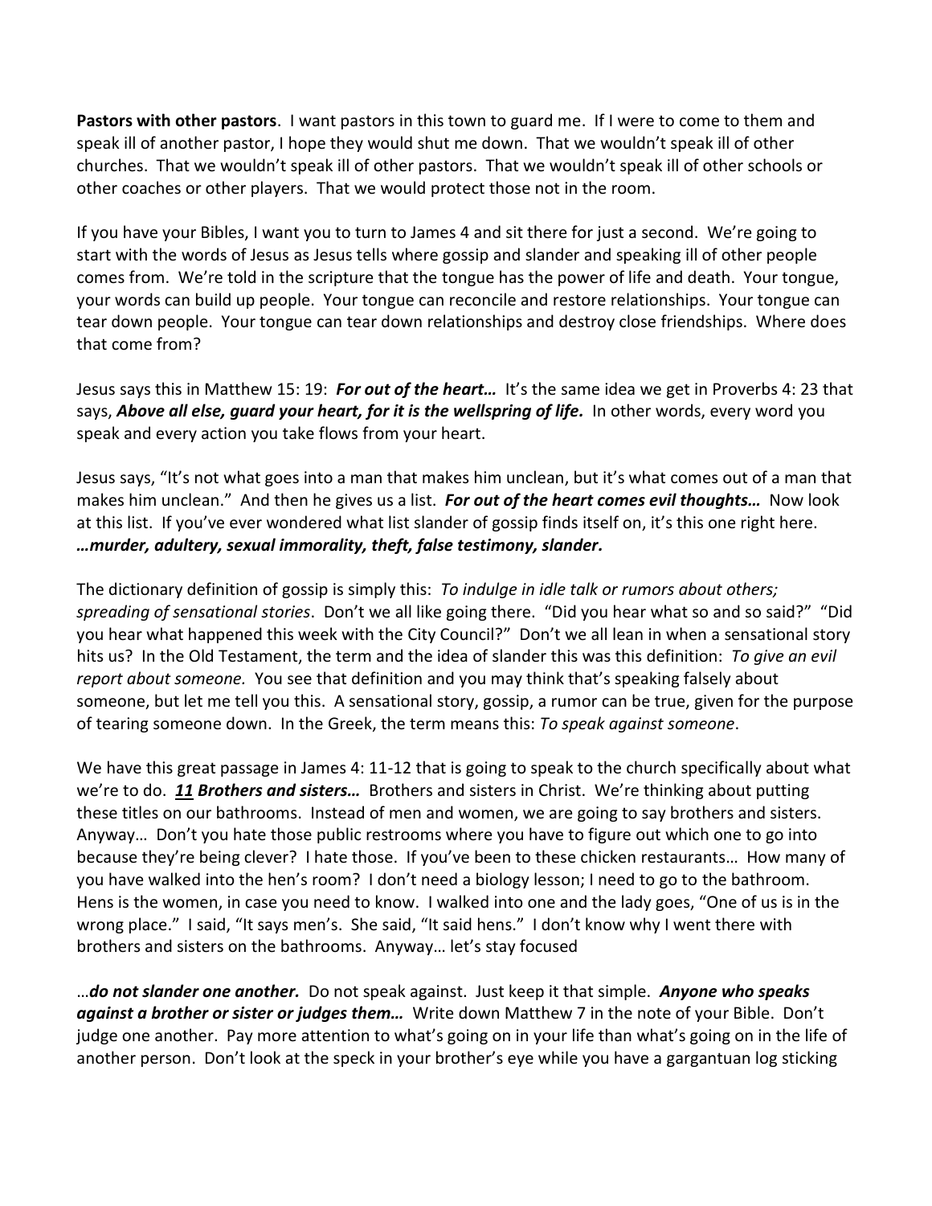**Pastors with other pastors**. I want pastors in this town to guard me. If I were to come to them and speak ill of another pastor, I hope they would shut me down. That we wouldn't speak ill of other churches. That we wouldn't speak ill of other pastors. That we wouldn't speak ill of other schools or other coaches or other players. That we would protect those not in the room.

If you have your Bibles, I want you to turn to James 4 and sit there for just a second. We're going to start with the words of Jesus as Jesus tells where gossip and slander and speaking ill of other people comes from. We're told in the scripture that the tongue has the power of life and death. Your tongue, your words can build up people. Your tongue can reconcile and restore relationships. Your tongue can tear down people. Your tongue can tear down relationships and destroy close friendships. Where does that come from?

Jesus says this in Matthew 15: 19: ***For out of the heart…*** It's the same idea we get in Proverbs 4: 23 that says, ***Above all else, guard your heart, for it is the wellspring of life.*** In other words, every word you speak and every action you take flows from your heart.

Jesus says, "It's not what goes into a man that makes him unclean, but it's what comes out of a man that makes him unclean." And then he gives us a list. ***For out of the heart comes evil thoughts…*** Now look at this list. If you've ever wondered what list slander of gossip finds itself on, it's this one right here. ***…murder, adultery, sexual immorality, theft, false testimony, slander.***

The dictionary definition of gossip is simply this: *To indulge in idle talk or rumors about others; spreading of sensational stories*. Don't we all like going there. "Did you hear what so and so said?" "Did you hear what happened this week with the City Council?" Don't we all lean in when a sensational story hits us? In the Old Testament, the term and the idea of slander this was this definition: *To give an evil report about someone.* You see that definition and you may think that's speaking falsely about someone, but let me tell you this. A sensational story, gossip, a rumor can be true, given for the purpose of tearing someone down. In the Greek, the term means this: *To speak against someone*.

We have this great passage in James 4: 11-12 that is going to speak to the church specifically about what we're to do. ***<u>11</u> Brothers and sisters…*** Brothers and sisters in Christ. We're thinking about putting these titles on our bathrooms. Instead of men and women, we are going to say brothers and sisters. Anyway… Don't you hate those public restrooms where you have to figure out which one to go into because they're being clever? I hate those. If you've been to these chicken restaurants… How many of you have walked into the hen's room? I don't need a biology lesson; I need to go to the bathroom. Hens is the women, in case you need to know. I walked into one and the lady goes, "One of us is in the wrong place." I said, "It says men's. She said, "It said hens." I don't know why I went there with brothers and sisters on the bathrooms. Anyway… let's stay focused

…***do not slander one another.*** Do not speak against. Just keep it that simple. ***Anyone who speaks against a brother or sister or judges them…*** Write down Matthew 7 in the note of your Bible. Don't judge one another. Pay more attention to what's going on in your life than what's going on in the life of another person. Don't look at the speck in your brother's eye while you have a gargantuan log sticking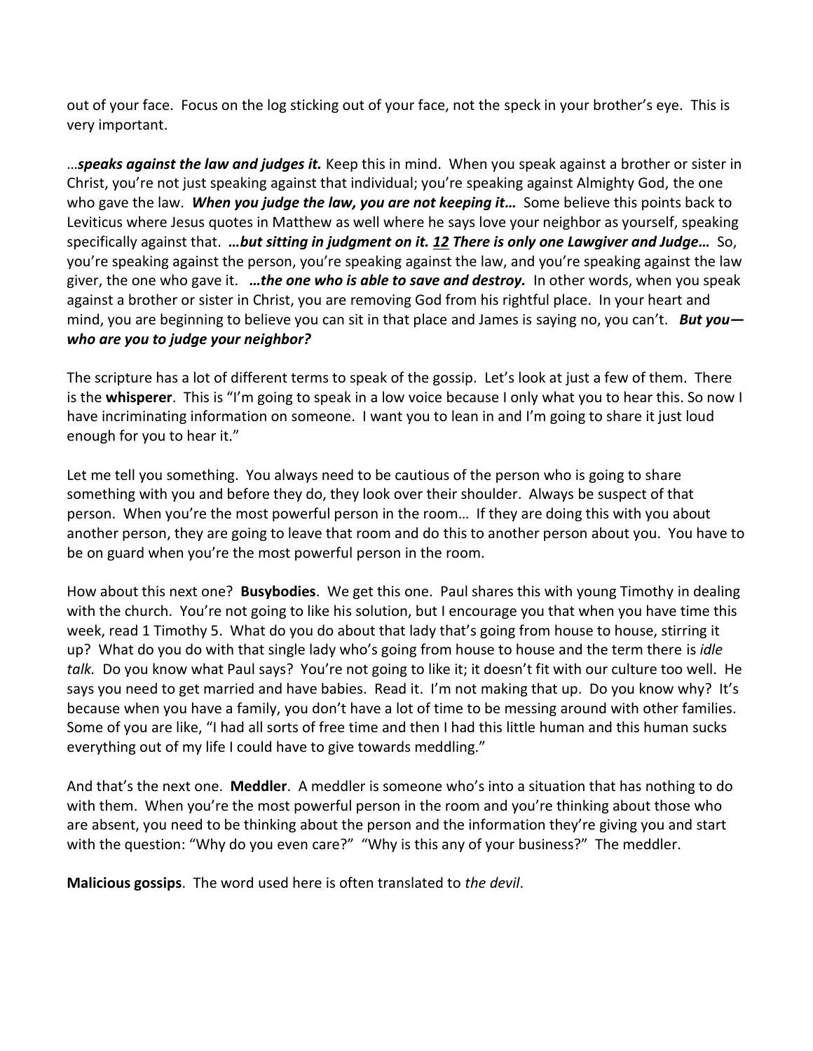out of your face. Focus on the log sticking out of your face, not the speck in your brother's eye. This is very important.

…***speaks against the law and judges it.*** Keep this in mind. When you speak against a brother or sister in Christ, you're not just speaking against that individual; you're speaking against Almighty God, the one who gave the law. ***When you judge the law, you are not keeping it…*** Some believe this points back to Leviticus where Jesus quotes in Matthew as well where he says love your neighbor as yourself, speaking specifically against that. ***…but sitting in judgment on it. 12 There is only one Lawgiver and Judge…*** So, you're speaking against the person, you're speaking against the law, and you're speaking against the law giver, the one who gave it. ***…the one who is able to save and destroy.*** In other words, when you speak against a brother or sister in Christ, you are removing God from his rightful place. In your heart and mind, you are beginning to believe you can sit in that place and James is saying no, you can't. ***But you—who are you to judge your neighbor?***

The scripture has a lot of different terms to speak of the gossip. Let's look at just a few of them. There is the **whisperer**. This is "I'm going to speak in a low voice because I only what you to hear this. So now I have incriminating information on someone. I want you to lean in and I'm going to share it just loud enough for you to hear it."

Let me tell you something. You always need to be cautious of the person who is going to share something with you and before they do, they look over their shoulder. Always be suspect of that person. When you're the most powerful person in the room… If they are doing this with you about another person, they are going to leave that room and do this to another person about you. You have to be on guard when you're the most powerful person in the room.

How about this next one? **Busybodies**. We get this one. Paul shares this with young Timothy in dealing with the church. You're not going to like his solution, but I encourage you that when you have time this week, read 1 Timothy 5. What do you do about that lady that's going from house to house, stirring it up? What do you do with that single lady who's going from house to house and the term there is *idle talk.* Do you know what Paul says? You're not going to like it; it doesn't fit with our culture too well. He says you need to get married and have babies. Read it. I'm not making that up. Do you know why? It's because when you have a family, you don't have a lot of time to be messing around with other families. Some of you are like, "I had all sorts of free time and then I had this little human and this human sucks everything out of my life I could have to give towards meddling."

And that's the next one. **Meddler**. A meddler is someone who's into a situation that has nothing to do with them. When you're the most powerful person in the room and you're thinking about those who are absent, you need to be thinking about the person and the information they're giving you and start with the question: "Why do you even care?" "Why is this any of your business?" The meddler.

**Malicious gossips**. The word used here is often translated to *the devil*.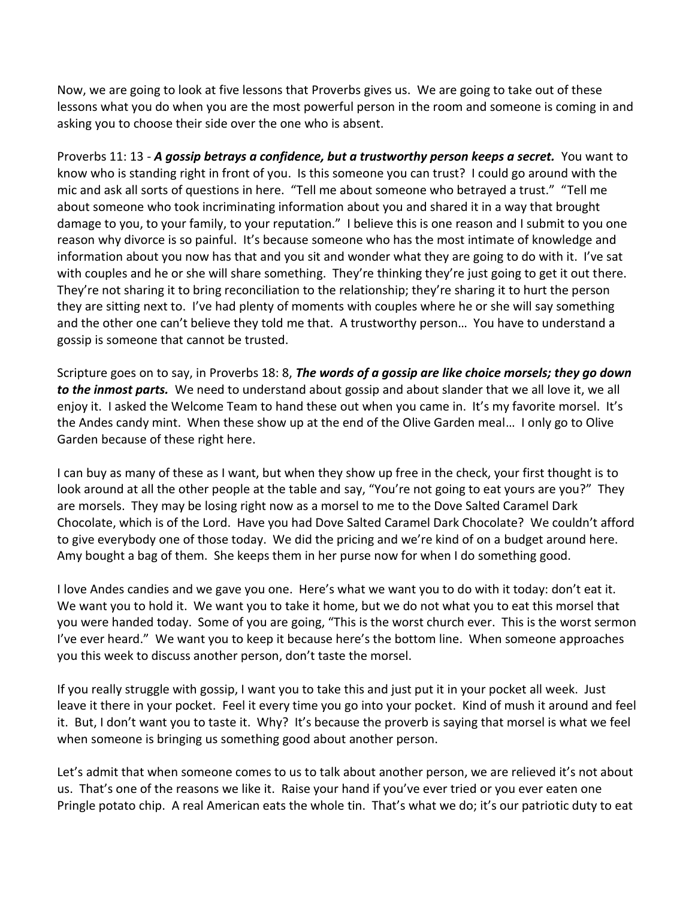Now, we are going to look at five lessons that Proverbs gives us. We are going to take out of these lessons what you do when you are the most powerful person in the room and someone is coming in and asking you to choose their side over the one who is absent.

Proverbs 11: 13 - ***A gossip betrays a confidence, but a trustworthy person keeps a secret.*** You want to know who is standing right in front of you. Is this someone you can trust? I could go around with the mic and ask all sorts of questions in here. "Tell me about someone who betrayed a trust." "Tell me about someone who took incriminating information about you and shared it in a way that brought damage to you, to your family, to your reputation." I believe this is one reason and I submit to you one reason why divorce is so painful. It's because someone who has the most intimate of knowledge and information about you now has that and you sit and wonder what they are going to do with it. I've sat with couples and he or she will share something. They're thinking they're just going to get it out there. They're not sharing it to bring reconciliation to the relationship; they're sharing it to hurt the person they are sitting next to. I've had plenty of moments with couples where he or she will say something and the other one can't believe they told me that. A trustworthy person… You have to understand a gossip is someone that cannot be trusted.

Scripture goes on to say, in Proverbs 18: 8, ***The words of a gossip are like choice morsels; they go down to the inmost parts.*** We need to understand about gossip and about slander that we all love it, we all enjoy it. I asked the Welcome Team to hand these out when you came in. It's my favorite morsel. It's the Andes candy mint. When these show up at the end of the Olive Garden meal… I only go to Olive Garden because of these right here.

I can buy as many of these as I want, but when they show up free in the check, your first thought is to look around at all the other people at the table and say, "You're not going to eat yours are you?" They are morsels. They may be losing right now as a morsel to me to the Dove Salted Caramel Dark Chocolate, which is of the Lord. Have you had Dove Salted Caramel Dark Chocolate? We couldn't afford to give everybody one of those today. We did the pricing and we're kind of on a budget around here. Amy bought a bag of them. She keeps them in her purse now for when I do something good.

I love Andes candies and we gave you one. Here's what we want you to do with it today: don't eat it. We want you to hold it. We want you to take it home, but we do not what you to eat this morsel that you were handed today. Some of you are going, "This is the worst church ever. This is the worst sermon I've ever heard." We want you to keep it because here's the bottom line. When someone approaches you this week to discuss another person, don't taste the morsel.

If you really struggle with gossip, I want you to take this and just put it in your pocket all week. Just leave it there in your pocket. Feel it every time you go into your pocket. Kind of mush it around and feel it. But, I don't want you to taste it. Why? It's because the proverb is saying that morsel is what we feel when someone is bringing us something good about another person.

Let's admit that when someone comes to us to talk about another person, we are relieved it's not about us. That's one of the reasons we like it. Raise your hand if you've ever tried or you ever eaten one Pringle potato chip. A real American eats the whole tin. That's what we do; it's our patriotic duty to eat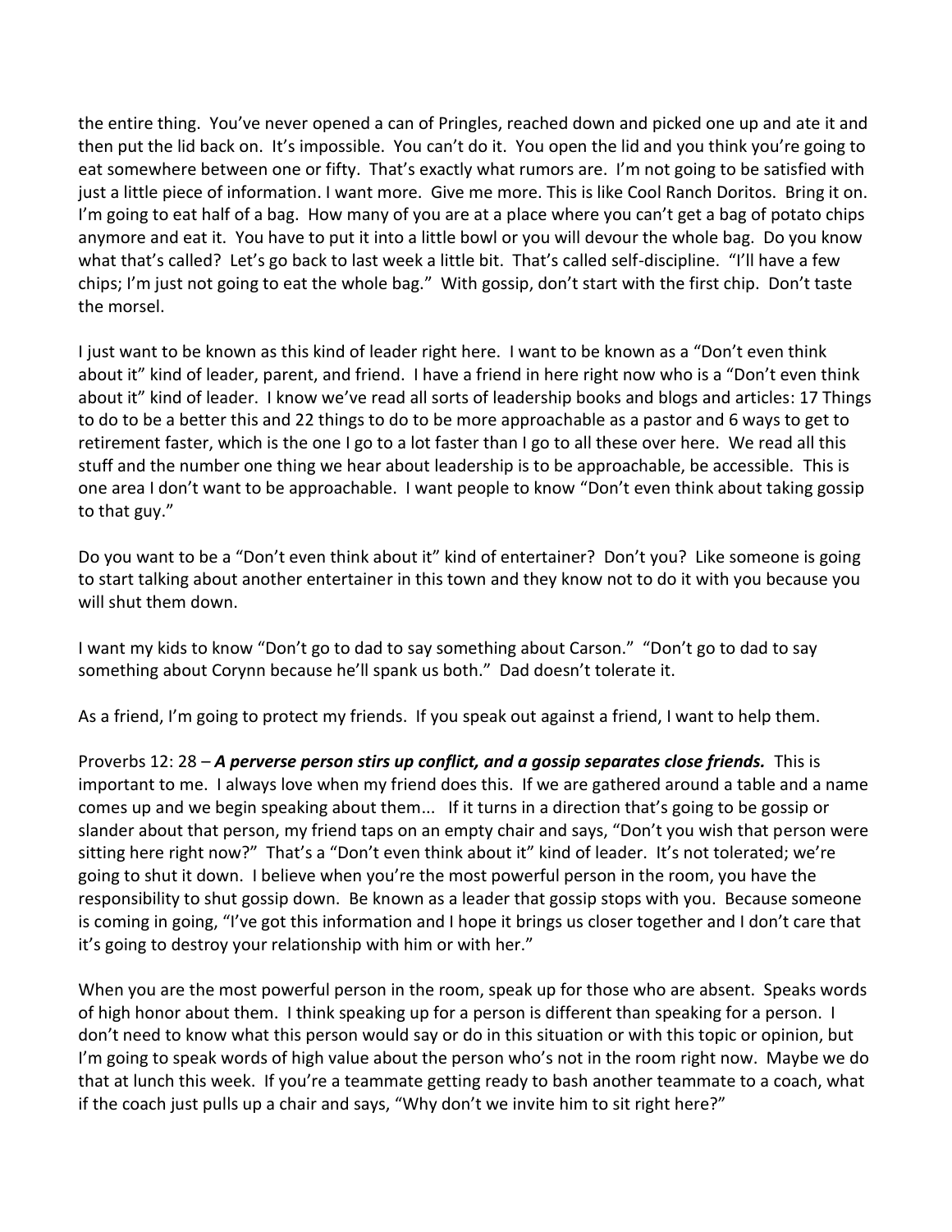the entire thing. You've never opened a can of Pringles, reached down and picked one up and ate it and then put the lid back on. It's impossible. You can't do it. You open the lid and you think you're going to eat somewhere between one or fifty. That's exactly what rumors are. I'm not going to be satisfied with just a little piece of information. I want more. Give me more. This is like Cool Ranch Doritos. Bring it on. I'm going to eat half of a bag. How many of you are at a place where you can't get a bag of potato chips anymore and eat it. You have to put it into a little bowl or you will devour the whole bag. Do you know what that's called? Let's go back to last week a little bit. That's called self-discipline. "I'll have a few chips; I'm just not going to eat the whole bag." With gossip, don't start with the first chip. Don't taste the morsel.

I just want to be known as this kind of leader right here. I want to be known as a "Don't even think about it" kind of leader, parent, and friend. I have a friend in here right now who is a "Don't even think about it" kind of leader. I know we've read all sorts of leadership books and blogs and articles: 17 Things to do to be a better this and 22 things to do to be more approachable as a pastor and 6 ways to get to retirement faster, which is the one I go to a lot faster than I go to all these over here. We read all this stuff and the number one thing we hear about leadership is to be approachable, be accessible. This is one area I don't want to be approachable. I want people to know "Don't even think about taking gossip to that guy."

Do you want to be a "Don't even think about it" kind of entertainer? Don't you? Like someone is going to start talking about another entertainer in this town and they know not to do it with you because you will shut them down.

I want my kids to know "Don't go to dad to say something about Carson." "Don't go to dad to say something about Corynn because he'll spank us both." Dad doesn't tolerate it.

As a friend, I'm going to protect my friends. If you speak out against a friend, I want to help them.

Proverbs 12: 28 – ***A perverse person stirs up conflict, and a gossip separates close friends.*** This is important to me. I always love when my friend does this. If we are gathered around a table and a name comes up and we begin speaking about them... If it turns in a direction that's going to be gossip or slander about that person, my friend taps on an empty chair and says, "Don't you wish that person were sitting here right now?" That's a "Don't even think about it" kind of leader. It's not tolerated; we're going to shut it down. I believe when you're the most powerful person in the room, you have the responsibility to shut gossip down. Be known as a leader that gossip stops with you. Because someone is coming in going, "I've got this information and I hope it brings us closer together and I don't care that it's going to destroy your relationship with him or with her."

When you are the most powerful person in the room, speak up for those who are absent. Speaks words of high honor about them. I think speaking up for a person is different than speaking for a person. I don't need to know what this person would say or do in this situation or with this topic or opinion, but I'm going to speak words of high value about the person who's not in the room right now. Maybe we do that at lunch this week. If you're a teammate getting ready to bash another teammate to a coach, what if the coach just pulls up a chair and says, "Why don't we invite him to sit right here?"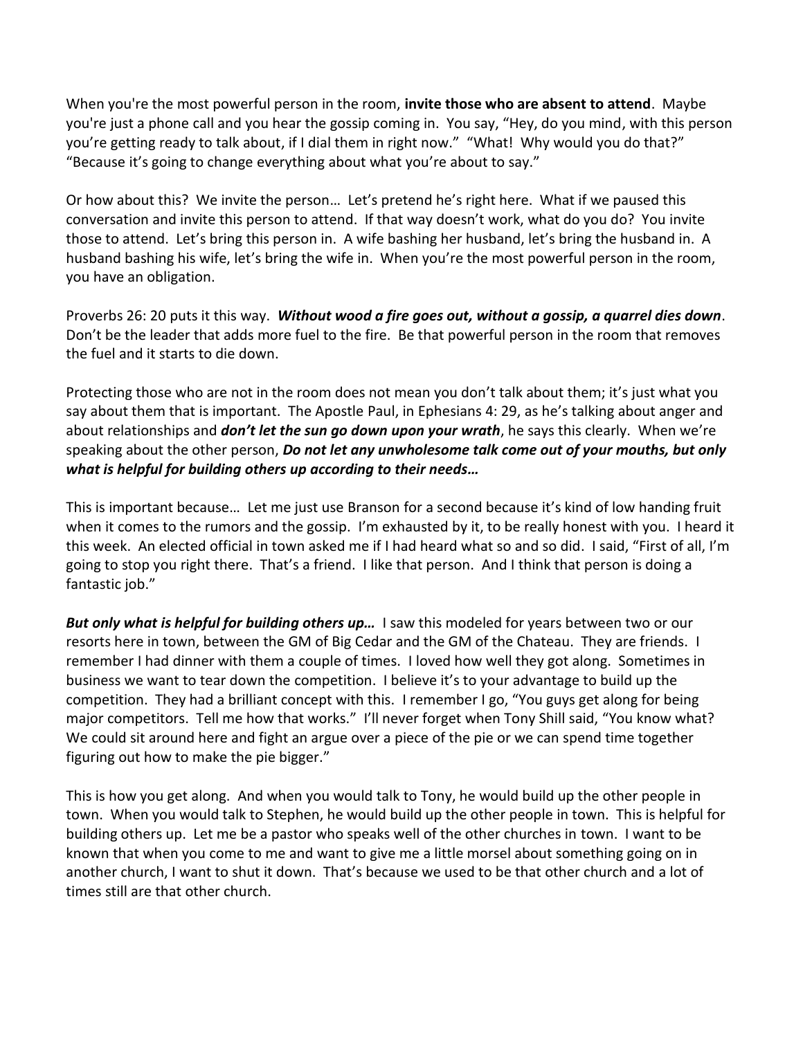When you're the most powerful person in the room, **invite those who are absent to attend**. Maybe you're just a phone call and you hear the gossip coming in. You say, "Hey, do you mind, with this person you're getting ready to talk about, if I dial them in right now." "What! Why would you do that?" "Because it's going to change everything about what you're about to say."

Or how about this? We invite the person… Let's pretend he's right here. What if we paused this conversation and invite this person to attend. If that way doesn't work, what do you do? You invite those to attend. Let's bring this person in. A wife bashing her husband, let's bring the husband in. A husband bashing his wife, let's bring the wife in. When you're the most powerful person in the room, you have an obligation.

Proverbs 26: 20 puts it this way. ***Without wood a fire goes out, without a gossip, a quarrel dies down***. Don't be the leader that adds more fuel to the fire. Be that powerful person in the room that removes the fuel and it starts to die down.

Protecting those who are not in the room does not mean you don't talk about them; it's just what you say about them that is important. The Apostle Paul, in Ephesians 4: 29, as he's talking about anger and about relationships and ***don't let the sun go down upon your wrath***, he says this clearly. When we're speaking about the other person, ***Do not let any unwholesome talk come out of your mouths, but only what is helpful for building others up according to their needs…***

This is important because… Let me just use Branson for a second because it's kind of low handing fruit when it comes to the rumors and the gossip. I'm exhausted by it, to be really honest with you. I heard it this week. An elected official in town asked me if I had heard what so and so did. I said, "First of all, I'm going to stop you right there. That's a friend. I like that person. And I think that person is doing a fantastic job."

***But only what is helpful for building others up…*** I saw this modeled for years between two or our resorts here in town, between the GM of Big Cedar and the GM of the Chateau. They are friends. I remember I had dinner with them a couple of times. I loved how well they got along. Sometimes in business we want to tear down the competition. I believe it's to your advantage to build up the competition. They had a brilliant concept with this. I remember I go, "You guys get along for being major competitors. Tell me how that works." I'll never forget when Tony Shill said, "You know what? We could sit around here and fight an argue over a piece of the pie or we can spend time together figuring out how to make the pie bigger."

This is how you get along. And when you would talk to Tony, he would build up the other people in town. When you would talk to Stephen, he would build up the other people in town. This is helpful for building others up. Let me be a pastor who speaks well of the other churches in town. I want to be known that when you come to me and want to give me a little morsel about something going on in another church, I want to shut it down. That's because we used to be that other church and a lot of times still are that other church.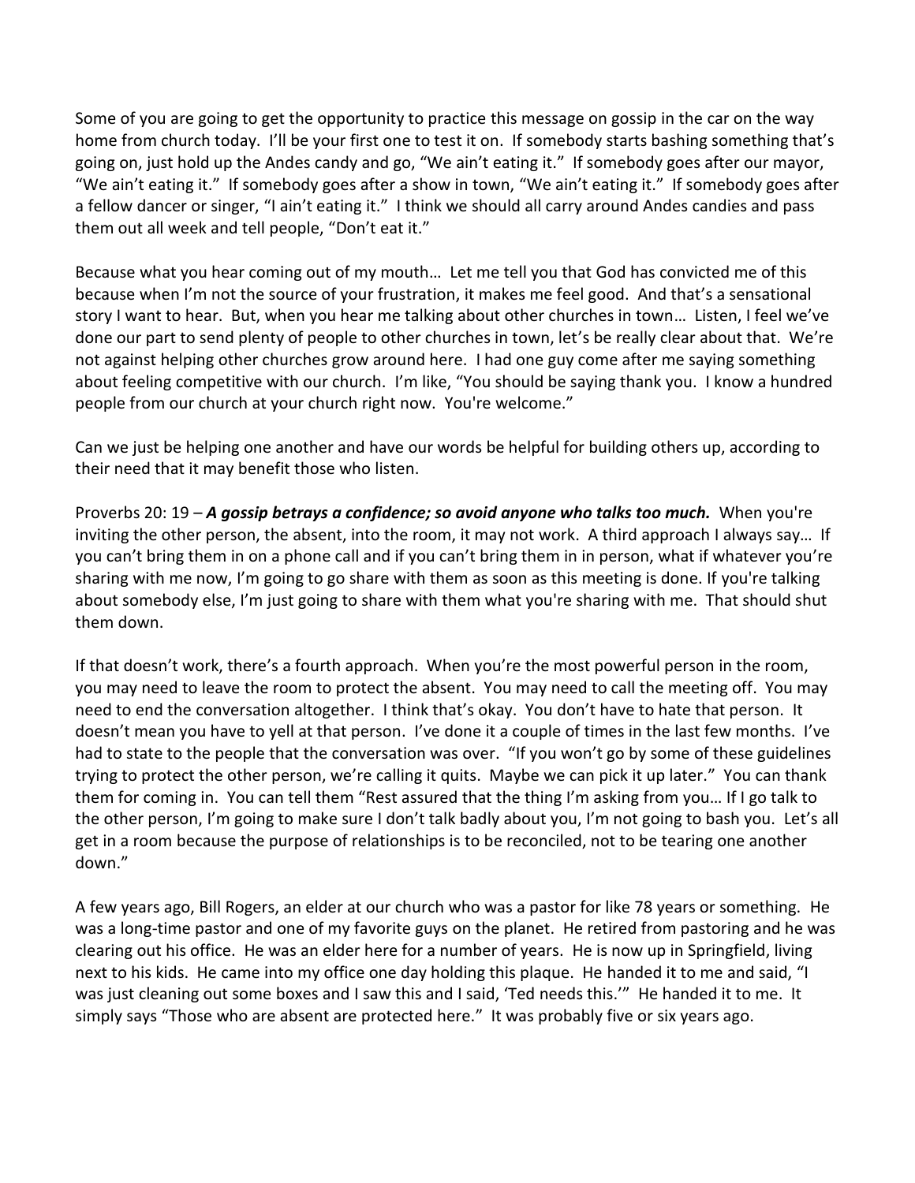Some of you are going to get the opportunity to practice this message on gossip in the car on the way home from church today. I'll be your first one to test it on. If somebody starts bashing something that's going on, just hold up the Andes candy and go, "We ain't eating it." If somebody goes after our mayor, "We ain't eating it." If somebody goes after a show in town, "We ain't eating it." If somebody goes after a fellow dancer or singer, "I ain't eating it." I think we should all carry around Andes candies and pass them out all week and tell people, "Don't eat it."

Because what you hear coming out of my mouth… Let me tell you that God has convicted me of this because when I'm not the source of your frustration, it makes me feel good. And that's a sensational story I want to hear. But, when you hear me talking about other churches in town… Listen, I feel we've done our part to send plenty of people to other churches in town, let's be really clear about that. We're not against helping other churches grow around here. I had one guy come after me saying something about feeling competitive with our church. I'm like, "You should be saying thank you. I know a hundred people from our church at your church right now. You're welcome."

Can we just be helping one another and have our words be helpful for building others up, according to their need that it may benefit those who listen.

Proverbs 20: 19 – ***A gossip betrays a confidence; so avoid anyone who talks too much.*** When you're inviting the other person, the absent, into the room, it may not work. A third approach I always say… If you can't bring them in on a phone call and if you can't bring them in in person, what if whatever you're sharing with me now, I'm going to go share with them as soon as this meeting is done. If you're talking about somebody else, I'm just going to share with them what you're sharing with me. That should shut them down.

If that doesn't work, there's a fourth approach. When you're the most powerful person in the room, you may need to leave the room to protect the absent. You may need to call the meeting off. You may need to end the conversation altogether. I think that's okay. You don't have to hate that person. It doesn't mean you have to yell at that person. I've done it a couple of times in the last few months. I've had to state to the people that the conversation was over. "If you won't go by some of these guidelines trying to protect the other person, we're calling it quits. Maybe we can pick it up later." You can thank them for coming in. You can tell them "Rest assured that the thing I'm asking from you… If I go talk to the other person, I'm going to make sure I don't talk badly about you, I'm not going to bash you. Let's all get in a room because the purpose of relationships is to be reconciled, not to be tearing one another down."

A few years ago, Bill Rogers, an elder at our church who was a pastor for like 78 years or something. He was a long-time pastor and one of my favorite guys on the planet. He retired from pastoring and he was clearing out his office. He was an elder here for a number of years. He is now up in Springfield, living next to his kids. He came into my office one day holding this plaque. He handed it to me and said, "I was just cleaning out some boxes and I saw this and I said, 'Ted needs this.'" He handed it to me. It simply says "Those who are absent are protected here." It was probably five or six years ago.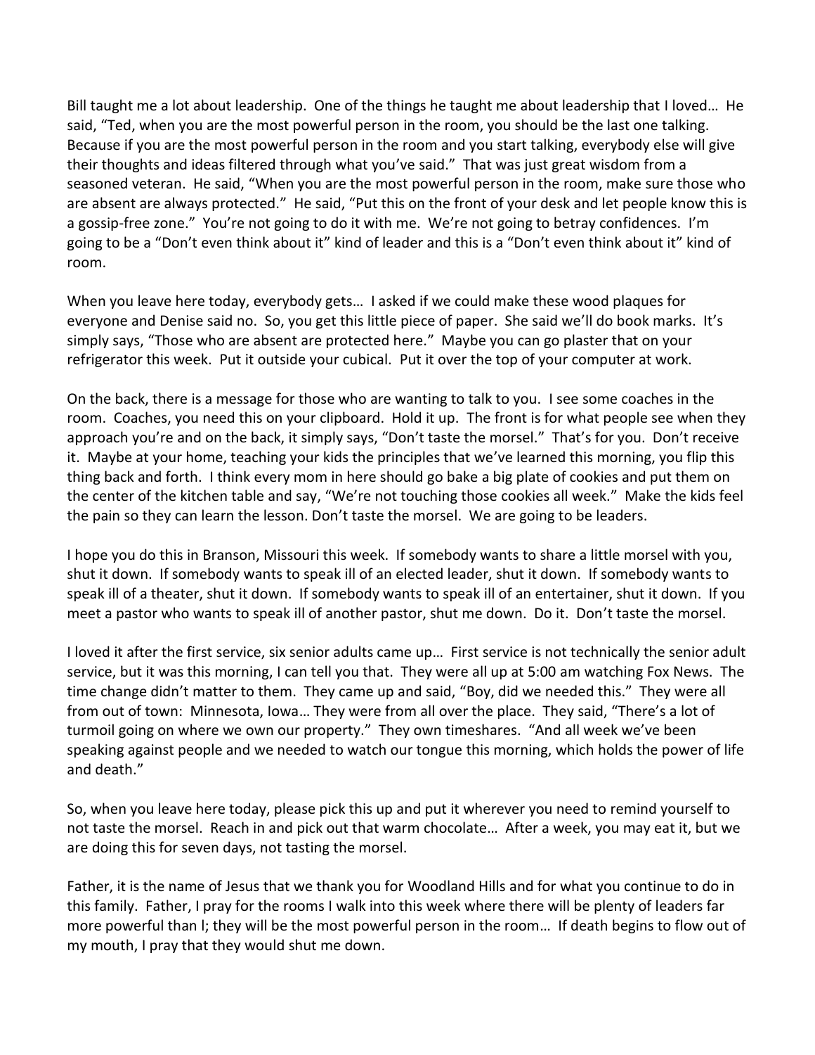Bill taught me a lot about leadership. One of the things he taught me about leadership that I loved… He said, "Ted, when you are the most powerful person in the room, you should be the last one talking. Because if you are the most powerful person in the room and you start talking, everybody else will give their thoughts and ideas filtered through what you've said." That was just great wisdom from a seasoned veteran. He said, "When you are the most powerful person in the room, make sure those who are absent are always protected." He said, "Put this on the front of your desk and let people know this is a gossip-free zone." You're not going to do it with me. We're not going to betray confidences. I'm going to be a "Don't even think about it" kind of leader and this is a "Don't even think about it" kind of room.

When you leave here today, everybody gets… I asked if we could make these wood plaques for everyone and Denise said no. So, you get this little piece of paper. She said we'll do book marks. It's simply says, "Those who are absent are protected here." Maybe you can go plaster that on your refrigerator this week. Put it outside your cubical. Put it over the top of your computer at work.

On the back, there is a message for those who are wanting to talk to you. I see some coaches in the room. Coaches, you need this on your clipboard. Hold it up. The front is for what people see when they approach you're and on the back, it simply says, "Don't taste the morsel." That's for you. Don't receive it. Maybe at your home, teaching your kids the principles that we've learned this morning, you flip this thing back and forth. I think every mom in here should go bake a big plate of cookies and put them on the center of the kitchen table and say, "We're not touching those cookies all week." Make the kids feel the pain so they can learn the lesson. Don't taste the morsel. We are going to be leaders.

I hope you do this in Branson, Missouri this week. If somebody wants to share a little morsel with you, shut it down. If somebody wants to speak ill of an elected leader, shut it down. If somebody wants to speak ill of a theater, shut it down. If somebody wants to speak ill of an entertainer, shut it down. If you meet a pastor who wants to speak ill of another pastor, shut me down. Do it. Don't taste the morsel.

I loved it after the first service, six senior adults came up… First service is not technically the senior adult service, but it was this morning, I can tell you that. They were all up at 5:00 am watching Fox News. The time change didn't matter to them. They came up and said, "Boy, did we needed this." They were all from out of town: Minnesota, Iowa… They were from all over the place. They said, "There's a lot of turmoil going on where we own our property." They own timeshares. "And all week we've been speaking against people and we needed to watch our tongue this morning, which holds the power of life and death."

So, when you leave here today, please pick this up and put it wherever you need to remind yourself to not taste the morsel. Reach in and pick out that warm chocolate… After a week, you may eat it, but we are doing this for seven days, not tasting the morsel.

Father, it is the name of Jesus that we thank you for Woodland Hills and for what you continue to do in this family. Father, I pray for the rooms I walk into this week where there will be plenty of leaders far more powerful than l; they will be the most powerful person in the room… If death begins to flow out of my mouth, I pray that they would shut me down.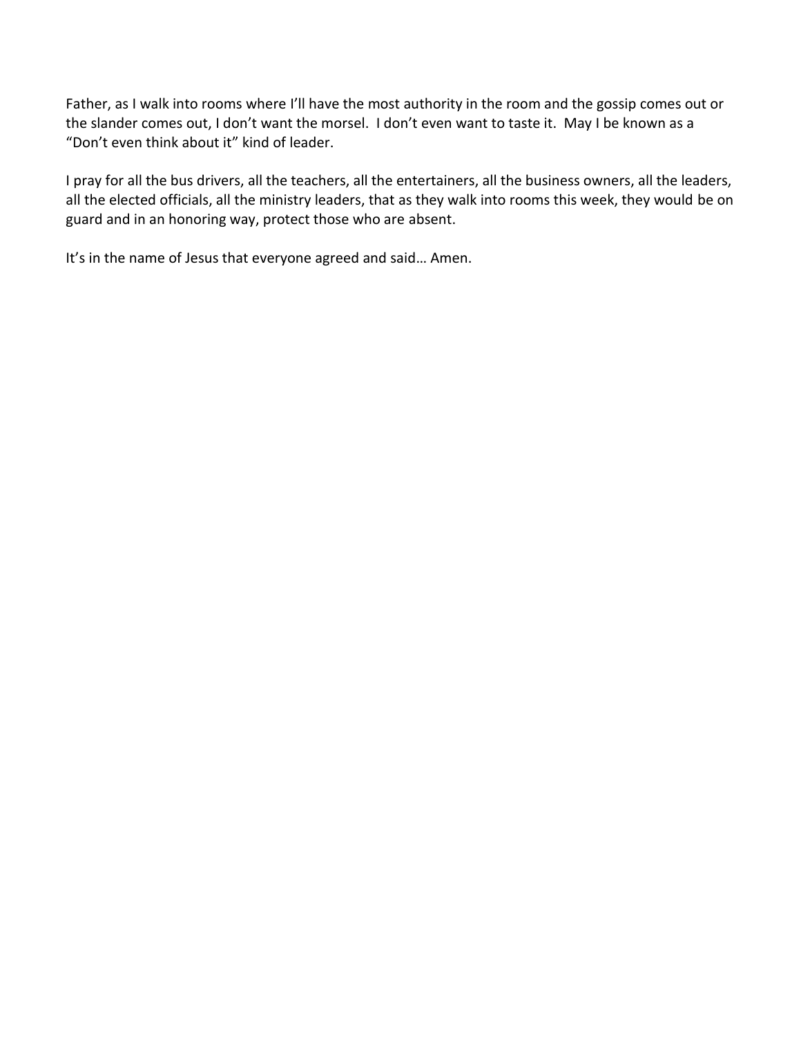Father, as I walk into rooms where I'll have the most authority in the room and the gossip comes out or the slander comes out, I don't want the morsel. I don't even want to taste it. May I be known as a "Don't even think about it" kind of leader.

I pray for all the bus drivers, all the teachers, all the entertainers, all the business owners, all the leaders, all the elected officials, all the ministry leaders, that as they walk into rooms this week, they would be on guard and in an honoring way, protect those who are absent.

It's in the name of Jesus that everyone agreed and said… Amen.